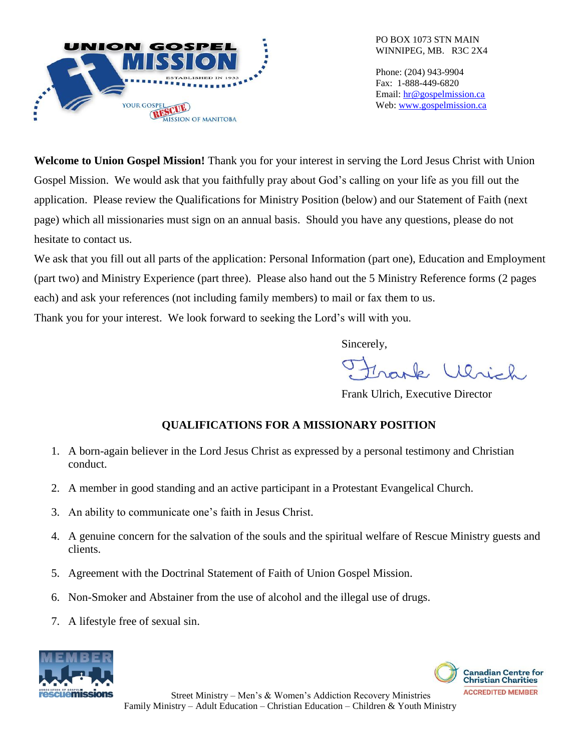UNION GOSPEL MISSION
ESTABLISHED IN 1933
YOUR GOSPEL RESCUE MISSION OF MANITOBA

PO BOX 1073 STN MAIN
WINNIPEG, MB. R3C 2X4

Phone: (204) 943-9904
Fax: 1-888-449-6820
Email: hr@gospelmission.ca
Web: www.gospelmission.ca

**Welcome to Union Gospel Mission!** Thank you for your interest in serving the Lord Jesus Christ with Union Gospel Mission. We would ask that you faithfully pray about God's calling on your life as you fill out the application. Please review the Qualifications for Ministry Position (below) and our Statement of Faith (next page) which all missionaries must sign on an annual basis. Should you have any questions, please do not hesitate to contact us.

We ask that you fill out all parts of the application: Personal Information (part one), Education and Employment (part two) and Ministry Experience (part three). Please also hand out the 5 Ministry Reference forms (2 pages each) and ask your references (not including family members) to mail or fax them to us.

Thank you for your interest. We look forward to seeking the Lord's will with you.

Sincerely,

Frank Ulrich

Frank Ulrich, Executive Director

## QUALIFICATIONS FOR A MISSIONARY POSITION

1. A born-again believer in the Lord Jesus Christ as expressed by a personal testimony and Christian conduct.
2. A member in good standing and an active participant in a Protestant Evangelical Church.
3. An ability to communicate one's faith in Jesus Christ.
4. A genuine concern for the salvation of the souls and the spiritual welfare of Rescue Ministry guests and clients.
5. Agreement with the Doctrinal Statement of Faith of Union Gospel Mission.
6. Non-Smoker and Abstainer from the use of alcohol and the illegal use of drugs.
7. A lifestyle free of sexual sin.

MEMBER Association of Gospel Rescue Missions

Canadian Centre for Christian Charities ACCREDITED MEMBER

Street Ministry – Men's & Women's Addiction Recovery Ministries
Family Ministry – Adult Education – Christian Education – Children & Youth Ministry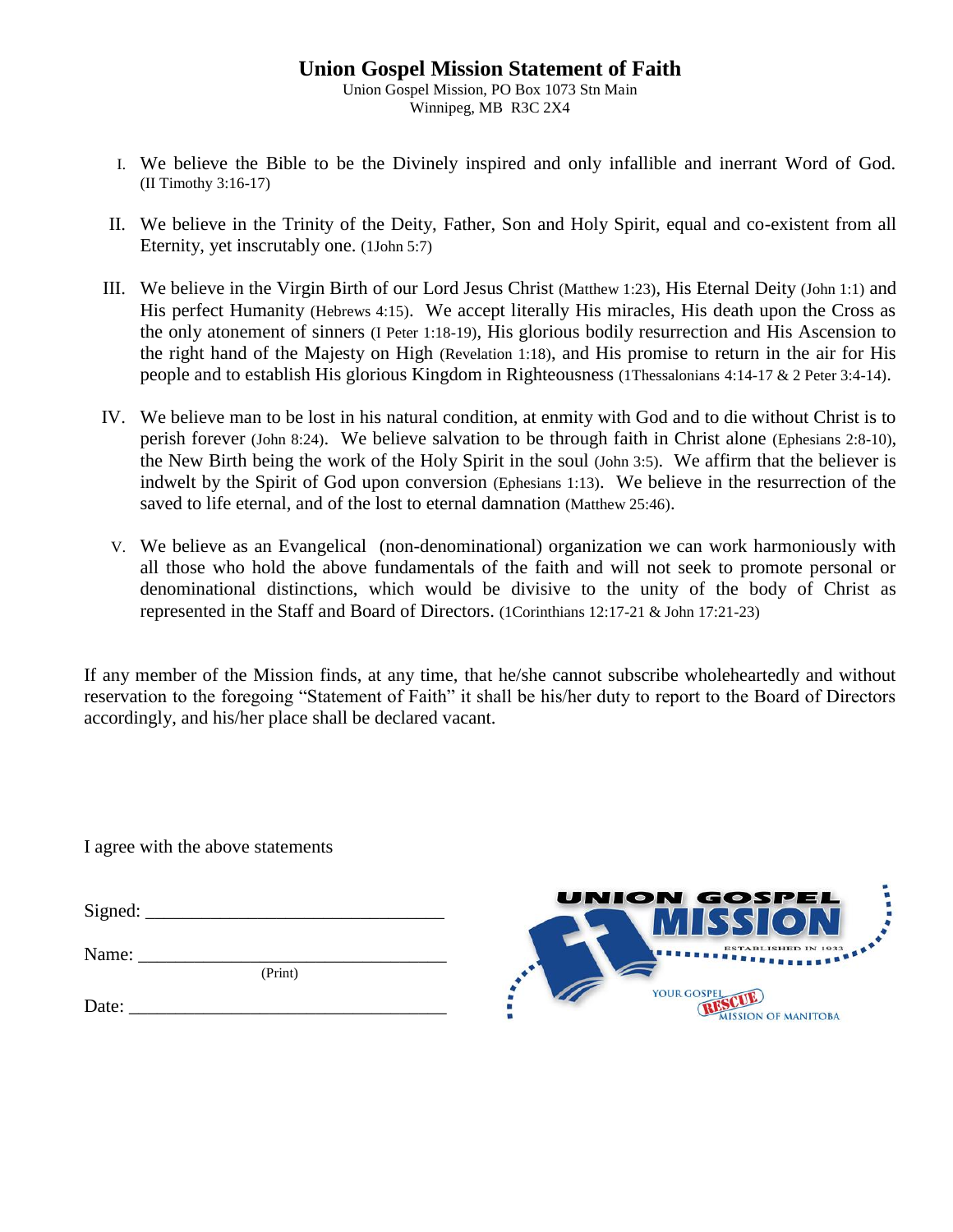# Union Gospel Mission Statement of Faith

Union Gospel Mission, PO Box 1073 Stn Main
Winnipeg, MB R3C 2X4

I. We believe the Bible to be the Divinely inspired and only infallible and inerrant Word of God. (II Timothy 3:16-17)

II. We believe in the Trinity of the Deity, Father, Son and Holy Spirit, equal and co-existent from all Eternity, yet inscrutably one. (1John 5:7)

III. We believe in the Virgin Birth of our Lord Jesus Christ (Matthew 1:23), His Eternal Deity (John 1:1) and His perfect Humanity (Hebrews 4:15). We accept literally His miracles, His death upon the Cross as the only atonement of sinners (I Peter 1:18-19), His glorious bodily resurrection and His Ascension to the right hand of the Majesty on High (Revelation 1:18), and His promise to return in the air for His people and to establish His glorious Kingdom in Righteousness (1Thessalonians 4:14-17 & 2 Peter 3:4-14).

IV. We believe man to be lost in his natural condition, at enmity with God and to die without Christ is to perish forever (John 8:24). We believe salvation to be through faith in Christ alone (Ephesians 2:8-10), the New Birth being the work of the Holy Spirit in the soul (John 3:5). We affirm that the believer is indwelt by the Spirit of God upon conversion (Ephesians 1:13). We believe in the resurrection of the saved to life eternal, and of the lost to eternal damnation (Matthew 25:46).

V. We believe as an Evangelical (non-denominational) organization we can work harmoniously with all those who hold the above fundamentals of the faith and will not seek to promote personal or denominational distinctions, which would be divisive to the unity of the body of Christ as represented in the Staff and Board of Directors. (1Corinthians 12:17-21 & John 17:21-23)

If any member of the Mission finds, at any time, that he/she cannot subscribe wholeheartedly and without reservation to the foregoing "Statement of Faith" it shall be his/her duty to report to the Board of Directors accordingly, and his/her place shall be declared vacant.

I agree with the above statements

Signed: ______________________________

Name: ______________________________
(Print)

Date: ______________________________

UNION GOSPEL MISSION
ESTABLISHED IN 1933
YOUR GOSPEL RESCUE MISSION OF MANITOBA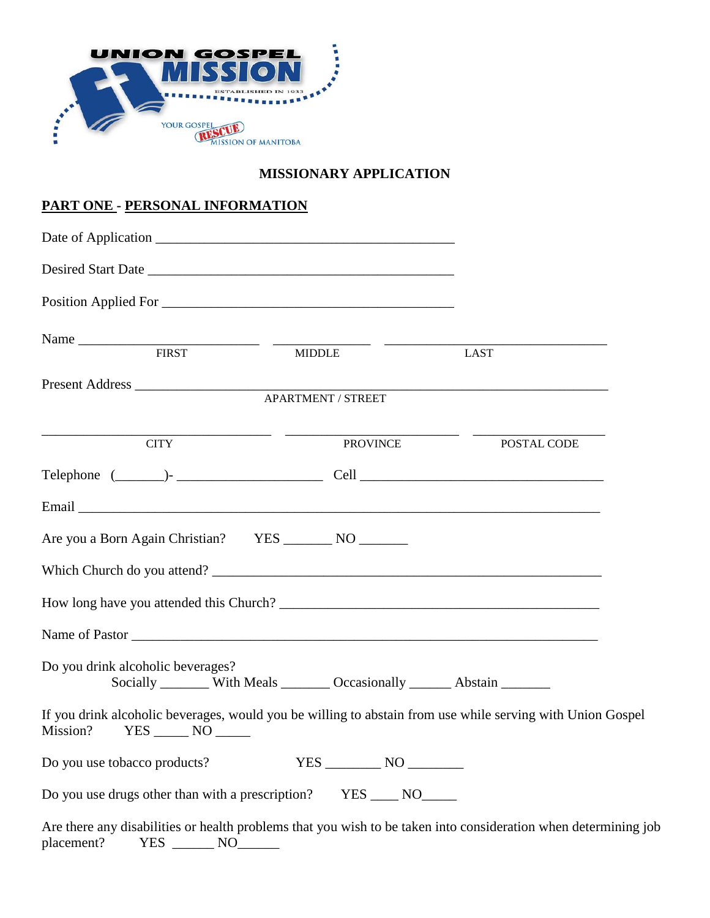UNION GOSPEL MISSION

ESTABLISHED IN 1933

YOUR GOSPEL RESCUE MISSION OF MANITOBA

## MISSIONARY APPLICATION

## PART ONE - PERSONAL INFORMATION

Date of Application ____________________________________________

Desired Start Date ____________________________________________

Position Applied For __________________________________________

Name ___________________________ _______________ ________________________________
FIRST MIDDLE LAST

Present Address ______________________________________________________________________
APARTMENT / STREET

_______________________________ ________________________ __________________
CITY PROVINCE POSTAL CODE

Telephone (_______)- _____________________ Cell ___________________________________

Email ___________________________________________________________________________

Are you a Born Again Christian? YES _______ NO _______

Which Church do you attend? ____________________________________________________

How long have you attended this Church? _________________________________________

Name of Pastor _________________________________________________________________

Do you drink alcoholic beverages?
Socially _______ With Meals _______ Occasionally ______ Abstain _______

If you drink alcoholic beverages, would you be willing to abstain from use while serving with Union Gospel Mission? YES _____ NO _____

Do you use tobacco products? YES ________ NO ________

Do you use drugs other than with a prescription? YES ____ NO_____

Are there any disabilities or health problems that you wish to be taken into consideration when determining job placement? YES ______ NO______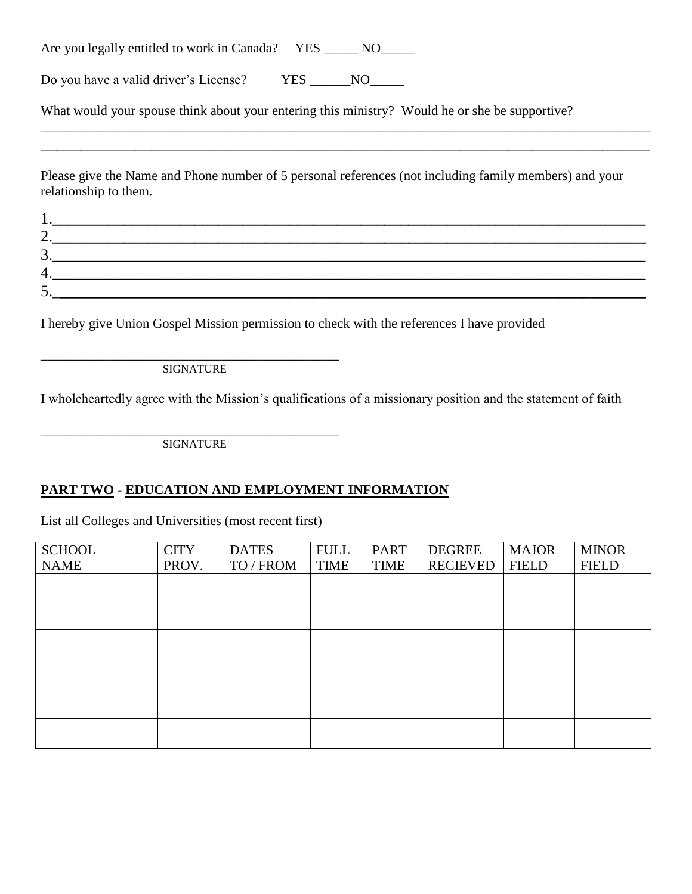Are you legally entitled to work in Canada? YES _____ NO_____

Do you have a valid driver's License? YES ______NO_____

What would your spouse think about your entering this ministry? Would he or she be supportive?

_____________________________________________________________________________________________

_____________________________________________________________________________________________

Please give the Name and Phone number of 5 personal references (not including family members) and your relationship to them.

1.______________________________________________________________________________

2.______________________________________________________________________________

3.______________________________________________________________________________

4.______________________________________________________________________________

5.______________________________________________________________________________

I hereby give Union Gospel Mission permission to check with the references I have provided

_____________________________________________
SIGNATURE

I wholeheartedly agree with the Mission's qualifications of a missionary position and the statement of faith

_____________________________________________
SIGNATURE

## PART TWO - EDUCATION AND EMPLOYMENT INFORMATION

List all Colleges and Universities (most recent first)

| SCHOOL NAME | CITY PROV. | DATES TO / FROM | FULL TIME | PART TIME | DEGREE RECIEVED | MAJOR FIELD | MINOR FIELD |
|---|---|---|---|---|---|---|---|
| | | | | | | | |
| | | | | | | | |
| | | | | | | | |
| | | | | | | | |
| | | | | | | | |
| | | | | | | | |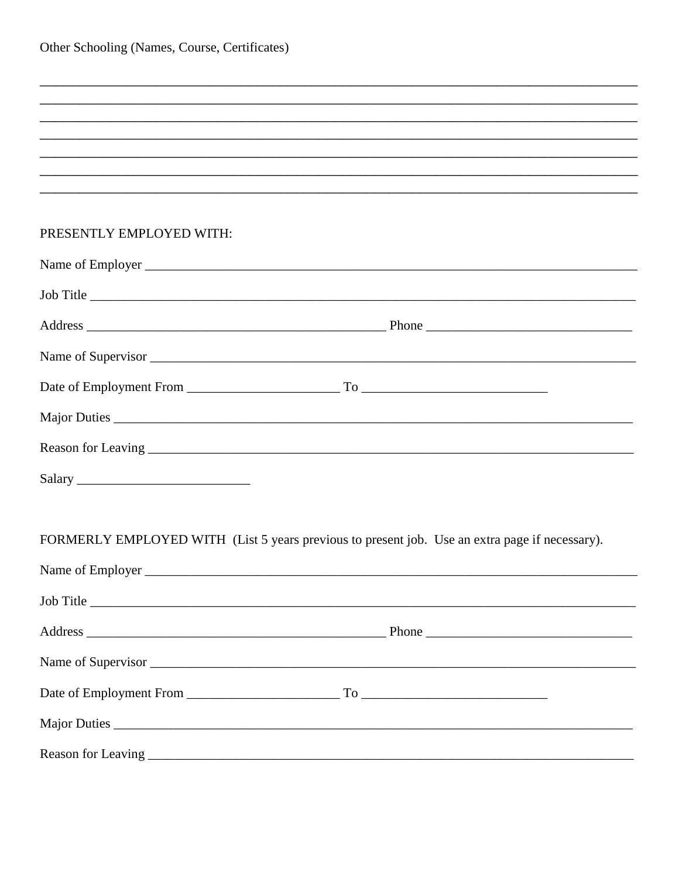Other Schooling (Names, Course, Certificates)

\_\_\_\_\_\_\_\_\_\_\_\_\_\_\_\_\_\_\_\_\_\_\_\_\_\_\_\_\_\_\_\_\_\_\_\_\_\_\_\_\_\_\_\_\_\_\_\_\_\_\_\_\_\_\_\_\_\_\_\_\_\_\_\_\_\_\_\_\_\_\_\_\_\_\_\_\_\_\_\_

\_\_\_\_\_\_\_\_\_\_\_\_\_\_\_\_\_\_\_\_\_\_\_\_\_\_\_\_\_\_\_\_\_\_\_\_\_\_\_\_\_\_\_\_\_\_\_\_\_\_\_\_\_\_\_\_\_\_\_\_\_\_\_\_\_\_\_\_\_\_\_\_\_\_\_\_\_\_\_\_

\_\_\_\_\_\_\_\_\_\_\_\_\_\_\_\_\_\_\_\_\_\_\_\_\_\_\_\_\_\_\_\_\_\_\_\_\_\_\_\_\_\_\_\_\_\_\_\_\_\_\_\_\_\_\_\_\_\_\_\_\_\_\_\_\_\_\_\_\_\_\_\_\_\_\_\_\_\_\_\_

\_\_\_\_\_\_\_\_\_\_\_\_\_\_\_\_\_\_\_\_\_\_\_\_\_\_\_\_\_\_\_\_\_\_\_\_\_\_\_\_\_\_\_\_\_\_\_\_\_\_\_\_\_\_\_\_\_\_\_\_\_\_\_\_\_\_\_\_\_\_\_\_\_\_\_\_\_\_\_\_

\_\_\_\_\_\_\_\_\_\_\_\_\_\_\_\_\_\_\_\_\_\_\_\_\_\_\_\_\_\_\_\_\_\_\_\_\_\_\_\_\_\_\_\_\_\_\_\_\_\_\_\_\_\_\_\_\_\_\_\_\_\_\_\_\_\_\_\_\_\_\_\_\_\_\_\_\_\_\_\_

\_\_\_\_\_\_\_\_\_\_\_\_\_\_\_\_\_\_\_\_\_\_\_\_\_\_\_\_\_\_\_\_\_\_\_\_\_\_\_\_\_\_\_\_\_\_\_\_\_\_\_\_\_\_\_\_\_\_\_\_\_\_\_\_\_\_\_\_\_\_\_\_\_\_\_\_\_\_\_\_

\_\_\_\_\_\_\_\_\_\_\_\_\_\_\_\_\_\_\_\_\_\_\_\_\_\_\_\_\_\_\_\_\_\_\_\_\_\_\_\_\_\_\_\_\_\_\_\_\_\_\_\_\_\_\_\_\_\_\_\_\_\_\_\_\_\_\_\_\_\_\_\_\_\_\_\_\_\_\_\_

PRESENTLY EMPLOYED WITH:

Name of Employer \_\_\_\_\_\_\_\_\_\_\_\_\_\_\_\_\_\_\_\_\_\_\_\_\_\_\_\_\_\_\_\_\_\_\_\_\_\_\_\_\_\_\_\_\_\_\_\_\_\_\_\_\_\_\_\_\_\_\_\_\_\_\_\_

Job Title \_\_\_\_\_\_\_\_\_\_\_\_\_\_\_\_\_\_\_\_\_\_\_\_\_\_\_\_\_\_\_\_\_\_\_\_\_\_\_\_\_\_\_\_\_\_\_\_\_\_\_\_\_\_\_\_\_\_\_\_\_\_\_\_\_\_\_\_\_\_\_

Address \_\_\_\_\_\_\_\_\_\_\_\_\_\_\_\_\_\_\_\_\_\_\_\_\_\_\_\_\_\_\_\_\_\_\_\_\_\_\_\_\_\_ Phone \_\_\_\_\_\_\_\_\_\_\_\_\_\_\_\_\_\_\_\_\_\_\_\_\_\_\_\_

Name of Supervisor \_\_\_\_\_\_\_\_\_\_\_\_\_\_\_\_\_\_\_\_\_\_\_\_\_\_\_\_\_\_\_\_\_\_\_\_\_\_\_\_\_\_\_\_\_\_\_\_\_\_\_\_\_\_\_\_\_\_\_\_\_\_

Date of Employment From \_\_\_\_\_\_\_\_\_\_\_\_\_\_\_\_\_\_\_\_\_\_ To \_\_\_\_\_\_\_\_\_\_\_\_\_\_\_\_\_\_\_\_\_\_\_\_\_\_\_

Major Duties \_\_\_\_\_\_\_\_\_\_\_\_\_\_\_\_\_\_\_\_\_\_\_\_\_\_\_\_\_\_\_\_\_\_\_\_\_\_\_\_\_\_\_\_\_\_\_\_\_\_\_\_\_\_\_\_\_\_\_\_\_\_\_\_\_\_\_

Reason for Leaving \_\_\_\_\_\_\_\_\_\_\_\_\_\_\_\_\_\_\_\_\_\_\_\_\_\_\_\_\_\_\_\_\_\_\_\_\_\_\_\_\_\_\_\_\_\_\_\_\_\_\_\_\_\_\_\_\_\_\_\_\_\_

Salary \_\_\_\_\_\_\_\_\_\_\_\_\_\_\_\_\_\_\_\_\_\_\_\_\_

FORMERLY EMPLOYED WITH (List 5 years previous to present job. Use an extra page if necessary).

Name of Employer \_\_\_\_\_\_\_\_\_\_\_\_\_\_\_\_\_\_\_\_\_\_\_\_\_\_\_\_\_\_\_\_\_\_\_\_\_\_\_\_\_\_\_\_\_\_\_\_\_\_\_\_\_\_\_\_\_\_\_\_\_\_\_\_

Job Title \_\_\_\_\_\_\_\_\_\_\_\_\_\_\_\_\_\_\_\_\_\_\_\_\_\_\_\_\_\_\_\_\_\_\_\_\_\_\_\_\_\_\_\_\_\_\_\_\_\_\_\_\_\_\_\_\_\_\_\_\_\_\_\_\_\_\_\_\_\_\_

Address \_\_\_\_\_\_\_\_\_\_\_\_\_\_\_\_\_\_\_\_\_\_\_\_\_\_\_\_\_\_\_\_\_\_\_\_\_\_\_\_\_\_ Phone \_\_\_\_\_\_\_\_\_\_\_\_\_\_\_\_\_\_\_\_\_\_\_\_\_\_\_\_

Name of Supervisor \_\_\_\_\_\_\_\_\_\_\_\_\_\_\_\_\_\_\_\_\_\_\_\_\_\_\_\_\_\_\_\_\_\_\_\_\_\_\_\_\_\_\_\_\_\_\_\_\_\_\_\_\_\_\_\_\_\_\_\_\_\_

Date of Employment From \_\_\_\_\_\_\_\_\_\_\_\_\_\_\_\_\_\_\_\_\_\_ To \_\_\_\_\_\_\_\_\_\_\_\_\_\_\_\_\_\_\_\_\_\_\_\_\_\_\_

Major Duties \_\_\_\_\_\_\_\_\_\_\_\_\_\_\_\_\_\_\_\_\_\_\_\_\_\_\_\_\_\_\_\_\_\_\_\_\_\_\_\_\_\_\_\_\_\_\_\_\_\_\_\_\_\_\_\_\_\_\_\_\_\_\_\_\_\_\_

Reason for Leaving \_\_\_\_\_\_\_\_\_\_\_\_\_\_\_\_\_\_\_\_\_\_\_\_\_\_\_\_\_\_\_\_\_\_\_\_\_\_\_\_\_\_\_\_\_\_\_\_\_\_\_\_\_\_\_\_\_\_\_\_\_\_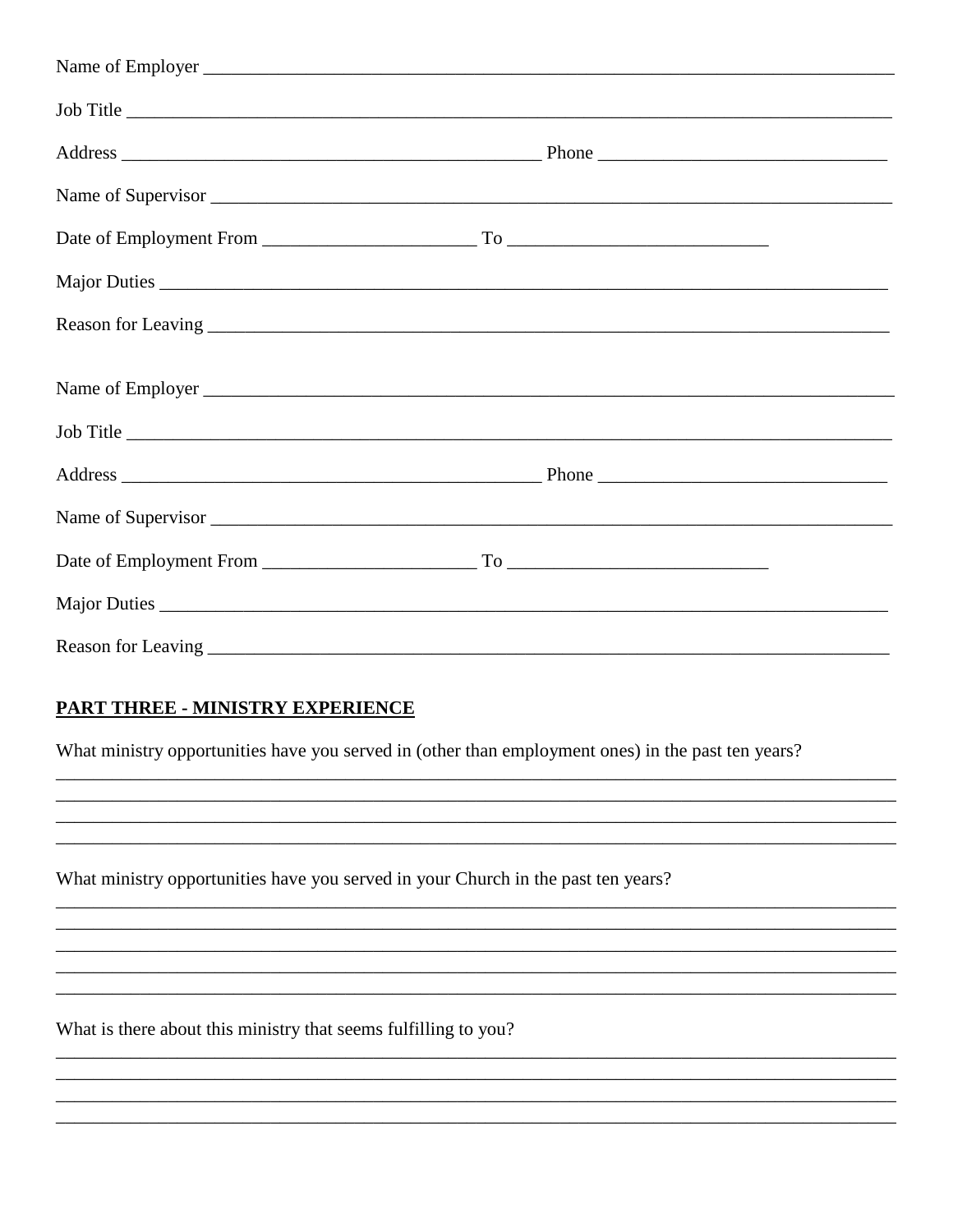Name of Employer ___________________________________________________________________________

Job Title _________________________________________________________________________________

Address _____________________________________________ Phone _____________________________

Name of Supervisor _________________________________________________________________________

Date of Employment From _______________________ To ____________________________

Major Duties _______________________________________________________________________________

Reason for Leaving _________________________________________________________________________

Name of Employer ___________________________________________________________________________

Job Title _________________________________________________________________________________

Address _____________________________________________ Phone _____________________________

Name of Supervisor _________________________________________________________________________

Date of Employment From _______________________ To ____________________________

Major Duties _______________________________________________________________________________

Reason for Leaving _________________________________________________________________________

## PART THREE - MINISTRY EXPERIENCE

What ministry opportunities have you served in (other than employment ones) in the past ten years?

____________________________________________________________________________________________
____________________________________________________________________________________________
____________________________________________________________________________________________
____________________________________________________________________________________________

What ministry opportunities have you served in your Church in the past ten years?

____________________________________________________________________________________________
____________________________________________________________________________________________
____________________________________________________________________________________________
____________________________________________________________________________________________
____________________________________________________________________________________________

What is there about this ministry that seems fulfilling to you?

____________________________________________________________________________________________
____________________________________________________________________________________________
____________________________________________________________________________________________
____________________________________________________________________________________________